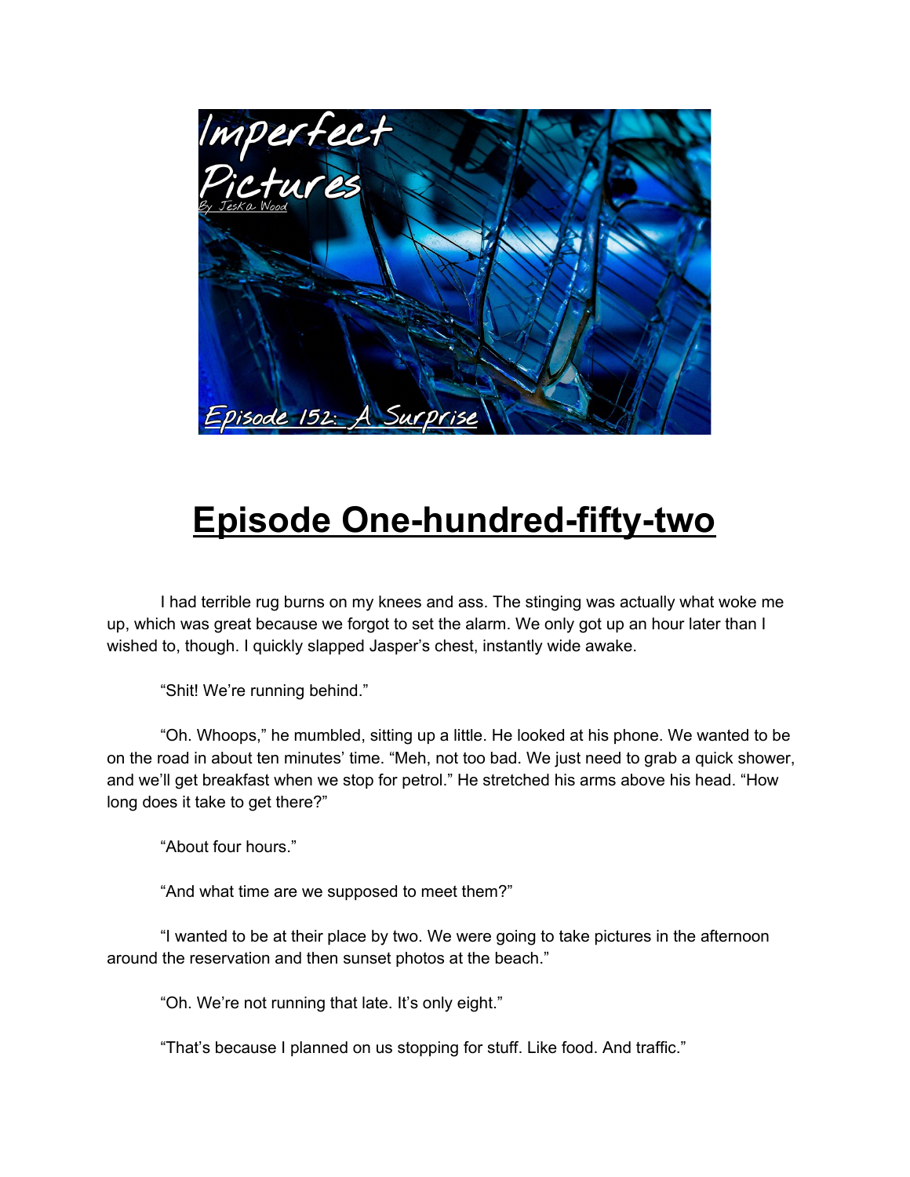Imperfect Pictures

By Jeska Wood

Episode 152: A Surprise

# Episode One-hundred-fifty-two

I had terrible rug burns on my knees and ass. The stinging was actually what woke me up, which was great because we forgot to set the alarm. We only got up an hour later than I wished to, though. I quickly slapped Jasper's chest, instantly wide awake.

"Shit! We're running behind."

"Oh. Whoops," he mumbled, sitting up a little. He looked at his phone. We wanted to be on the road in about ten minutes' time. "Meh, not too bad. We just need to grab a quick shower, and we'll get breakfast when we stop for petrol." He stretched his arms above his head. "How long does it take to get there?"

"About four hours."

"And what time are we supposed to meet them?"

"I wanted to be at their place by two. We were going to take pictures in the afternoon around the reservation and then sunset photos at the beach."

"Oh. We're not running that late. It's only eight."

"That's because I planned on us stopping for stuff. Like food. And traffic."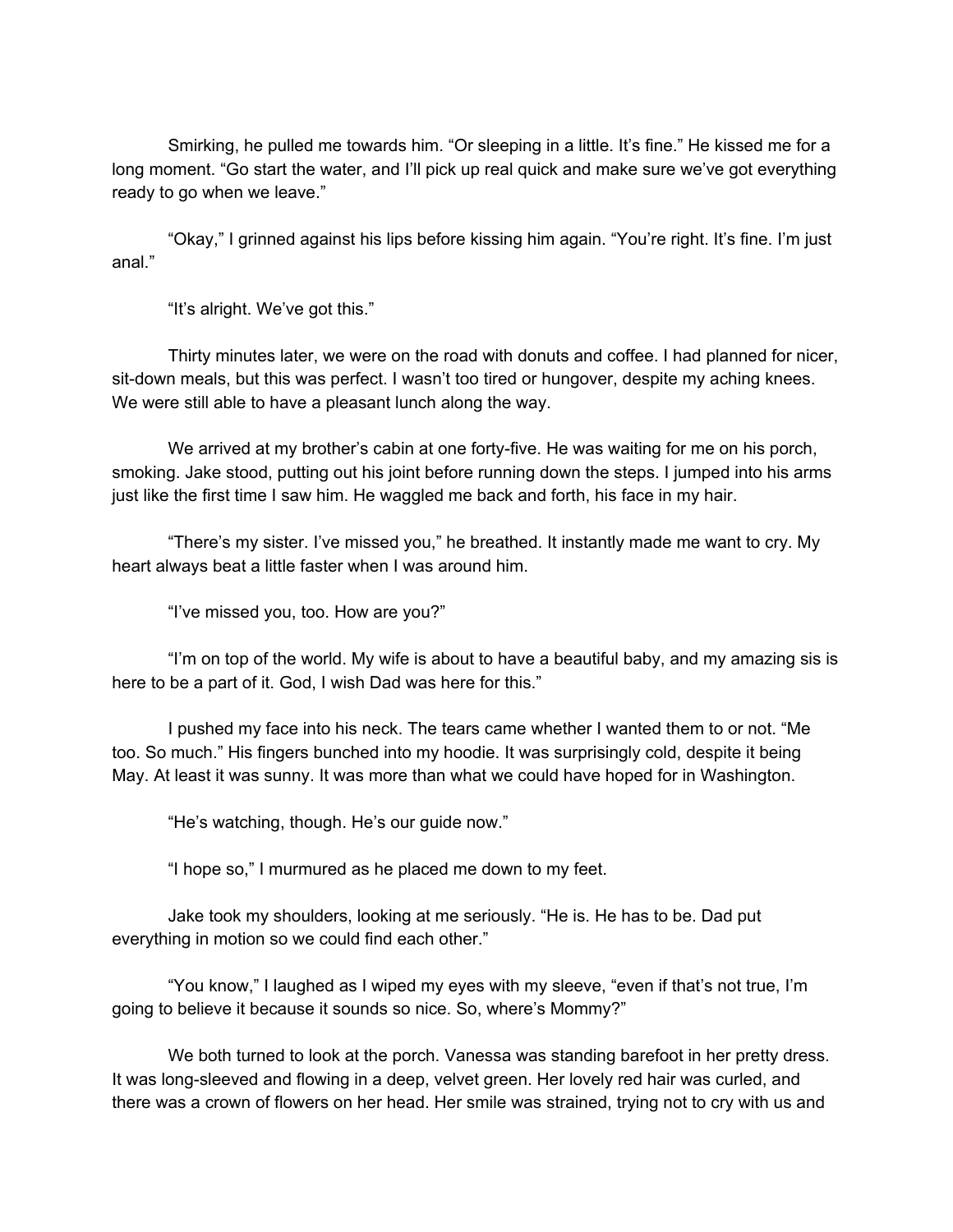Smirking, he pulled me towards him. "Or sleeping in a little. It's fine." He kissed me for a long moment. "Go start the water, and I'll pick up real quick and make sure we've got everything ready to go when we leave."

"Okay," I grinned against his lips before kissing him again. "You're right. It's fine. I'm just anal."

"It's alright. We've got this."

Thirty minutes later, we were on the road with donuts and coffee. I had planned for nicer, sit-down meals, but this was perfect. I wasn't too tired or hungover, despite my aching knees. We were still able to have a pleasant lunch along the way.

We arrived at my brother's cabin at one forty-five. He was waiting for me on his porch, smoking. Jake stood, putting out his joint before running down the steps. I jumped into his arms just like the first time I saw him. He waggled me back and forth, his face in my hair.

"There's my sister. I've missed you," he breathed. It instantly made me want to cry. My heart always beat a little faster when I was around him.

"I've missed you, too. How are you?"

"I'm on top of the world. My wife is about to have a beautiful baby, and my amazing sis is here to be a part of it. God, I wish Dad was here for this."

I pushed my face into his neck. The tears came whether I wanted them to or not. "Me too. So much." His fingers bunched into my hoodie. It was surprisingly cold, despite it being May. At least it was sunny. It was more than what we could have hoped for in Washington.

"He's watching, though. He's our guide now."

"I hope so," I murmured as he placed me down to my feet.

Jake took my shoulders, looking at me seriously. "He is. He has to be. Dad put everything in motion so we could find each other."

"You know," I laughed as I wiped my eyes with my sleeve, "even if that's not true, I'm going to believe it because it sounds so nice. So, where's Mommy?"

We both turned to look at the porch. Vanessa was standing barefoot in her pretty dress. It was long-sleeved and flowing in a deep, velvet green. Her lovely red hair was curled, and there was a crown of flowers on her head. Her smile was strained, trying not to cry with us and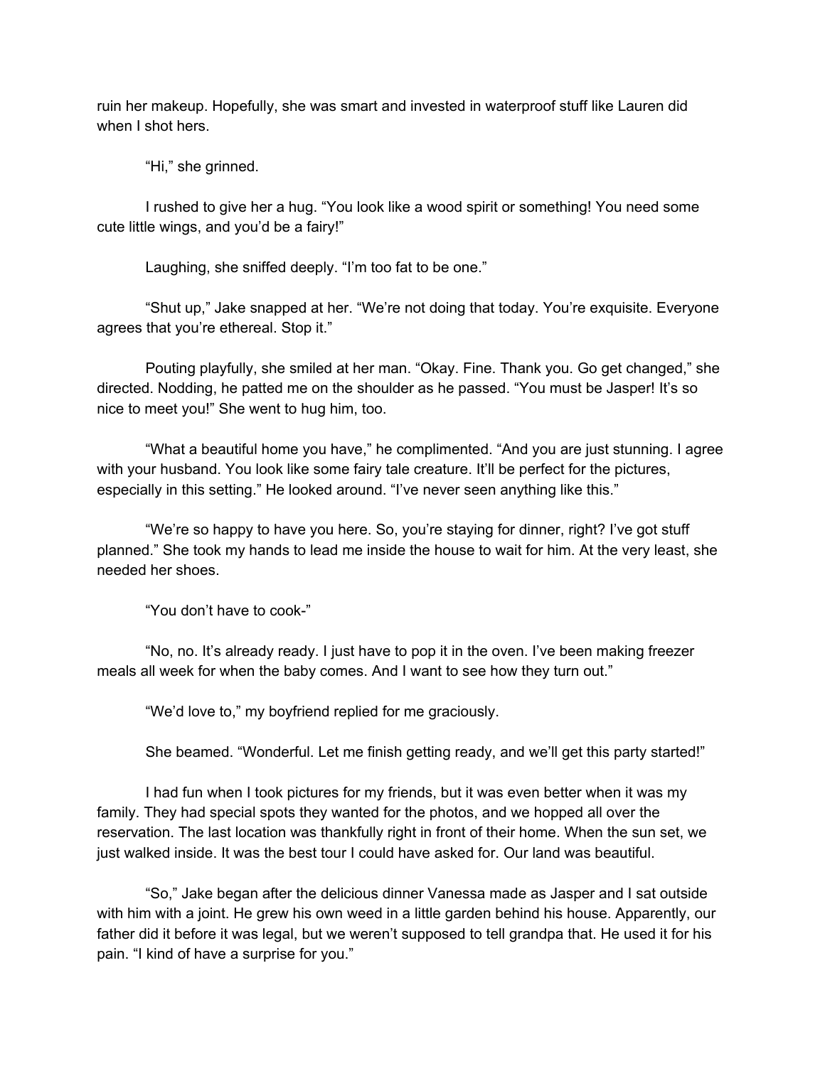ruin her makeup. Hopefully, she was smart and invested in waterproof stuff like Lauren did when I shot hers.

"Hi," she grinned.

I rushed to give her a hug. "You look like a wood spirit or something! You need some cute little wings, and you'd be a fairy!"

Laughing, she sniffed deeply. "I'm too fat to be one."

"Shut up," Jake snapped at her. "We're not doing that today. You're exquisite. Everyone agrees that you're ethereal. Stop it."

Pouting playfully, she smiled at her man. "Okay. Fine. Thank you. Go get changed," she directed. Nodding, he patted me on the shoulder as he passed. "You must be Jasper! It's so nice to meet you!" She went to hug him, too.

"What a beautiful home you have," he complimented. "And you are just stunning. I agree with your husband. You look like some fairy tale creature. It'll be perfect for the pictures, especially in this setting." He looked around. "I've never seen anything like this."

"We're so happy to have you here. So, you're staying for dinner, right? I've got stuff planned." She took my hands to lead me inside the house to wait for him. At the very least, she needed her shoes.

"You don't have to cook-"

"No, no. It's already ready. I just have to pop it in the oven. I've been making freezer meals all week for when the baby comes. And I want to see how they turn out."

"We'd love to," my boyfriend replied for me graciously.

She beamed. "Wonderful. Let me finish getting ready, and we'll get this party started!"

I had fun when I took pictures for my friends, but it was even better when it was my family. They had special spots they wanted for the photos, and we hopped all over the reservation. The last location was thankfully right in front of their home. When the sun set, we just walked inside. It was the best tour I could have asked for. Our land was beautiful.

"So," Jake began after the delicious dinner Vanessa made as Jasper and I sat outside with him with a joint. He grew his own weed in a little garden behind his house. Apparently, our father did it before it was legal, but we weren't supposed to tell grandpa that. He used it for his pain. "I kind of have a surprise for you."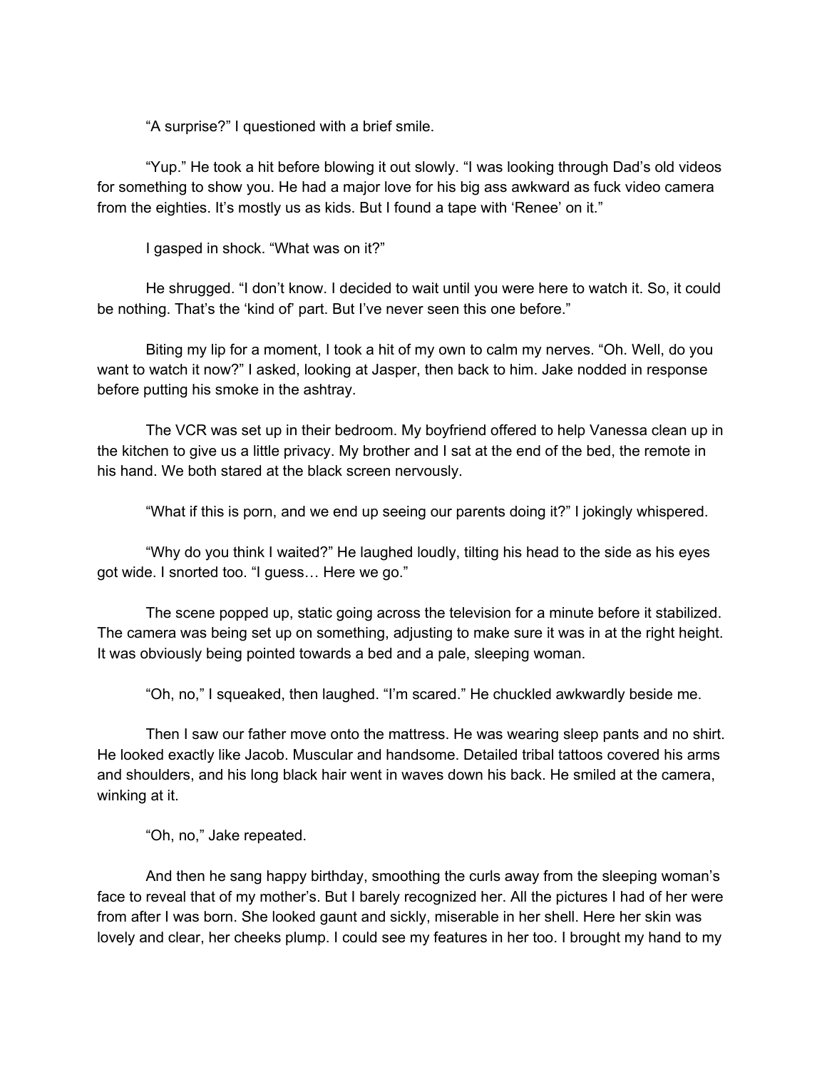"A surprise?" I questioned with a brief smile.

"Yup." He took a hit before blowing it out slowly. "I was looking through Dad's old videos for something to show you. He had a major love for his big ass awkward as fuck video camera from the eighties. It's mostly us as kids. But I found a tape with 'Renee' on it."

I gasped in shock. "What was on it?"

He shrugged. "I don't know. I decided to wait until you were here to watch it. So, it could be nothing. That's the 'kind of' part. But I've never seen this one before."

Biting my lip for a moment, I took a hit of my own to calm my nerves. "Oh. Well, do you want to watch it now?" I asked, looking at Jasper, then back to him. Jake nodded in response before putting his smoke in the ashtray.

The VCR was set up in their bedroom. My boyfriend offered to help Vanessa clean up in the kitchen to give us a little privacy. My brother and I sat at the end of the bed, the remote in his hand. We both stared at the black screen nervously.

"What if this is porn, and we end up seeing our parents doing it?" I jokingly whispered.

"Why do you think I waited?" He laughed loudly, tilting his head to the side as his eyes got wide. I snorted too. "I guess… Here we go."

The scene popped up, static going across the television for a minute before it stabilized. The camera was being set up on something, adjusting to make sure it was in at the right height. It was obviously being pointed towards a bed and a pale, sleeping woman.

"Oh, no," I squeaked, then laughed. "I'm scared." He chuckled awkwardly beside me.

Then I saw our father move onto the mattress. He was wearing sleep pants and no shirt. He looked exactly like Jacob. Muscular and handsome. Detailed tribal tattoos covered his arms and shoulders, and his long black hair went in waves down his back. He smiled at the camera, winking at it.

"Oh, no," Jake repeated.

And then he sang happy birthday, smoothing the curls away from the sleeping woman's face to reveal that of my mother's. But I barely recognized her. All the pictures I had of her were from after I was born. She looked gaunt and sickly, miserable in her shell. Here her skin was lovely and clear, her cheeks plump. I could see my features in her too. I brought my hand to my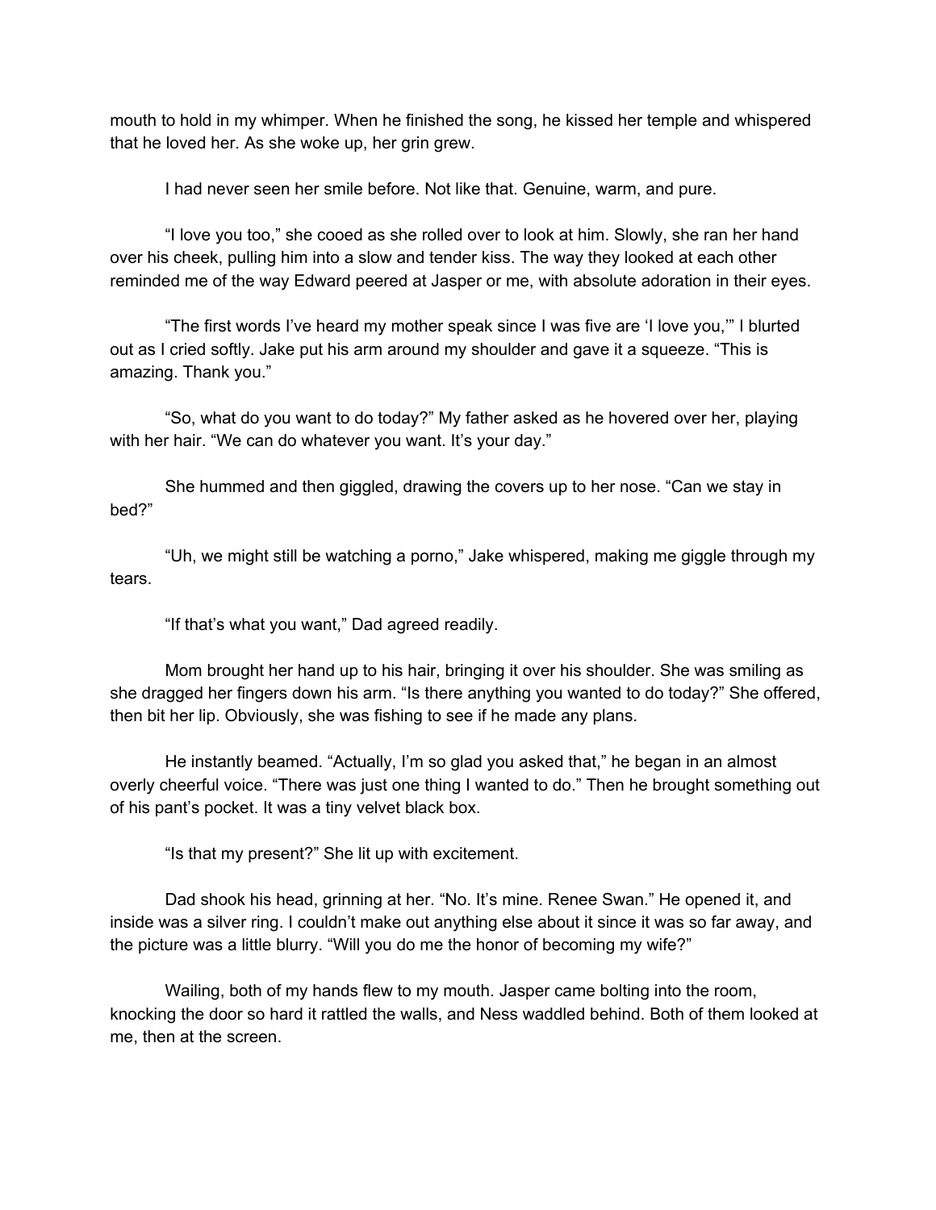mouth to hold in my whimper. When he finished the song, he kissed her temple and whispered that he loved her. As she woke up, her grin grew.

I had never seen her smile before. Not like that. Genuine, warm, and pure.

"I love you too," she cooed as she rolled over to look at him. Slowly, she ran her hand over his cheek, pulling him into a slow and tender kiss. The way they looked at each other reminded me of the way Edward peered at Jasper or me, with absolute adoration in their eyes.

"The first words I've heard my mother speak since I was five are 'I love you,'" I blurted out as I cried softly. Jake put his arm around my shoulder and gave it a squeeze. "This is amazing. Thank you."

"So, what do you want to do today?" My father asked as he hovered over her, playing with her hair. "We can do whatever you want. It's your day."

She hummed and then giggled, drawing the covers up to her nose. "Can we stay in bed?"

"Uh, we might still be watching a porno," Jake whispered, making me giggle through my tears.

"If that's what you want," Dad agreed readily.

Mom brought her hand up to his hair, bringing it over his shoulder. She was smiling as she dragged her fingers down his arm. "Is there anything you wanted to do today?" She offered, then bit her lip. Obviously, she was fishing to see if he made any plans.

He instantly beamed. "Actually, I'm so glad you asked that," he began in an almost overly cheerful voice. "There was just one thing I wanted to do." Then he brought something out of his pant's pocket. It was a tiny velvet black box.

"Is that my present?" She lit up with excitement.

Dad shook his head, grinning at her. "No. It's mine. Renee Swan." He opened it, and inside was a silver ring. I couldn't make out anything else about it since it was so far away, and the picture was a little blurry. "Will you do me the honor of becoming my wife?"

Wailing, both of my hands flew to my mouth. Jasper came bolting into the room, knocking the door so hard it rattled the walls, and Ness waddled behind. Both of them looked at me, then at the screen.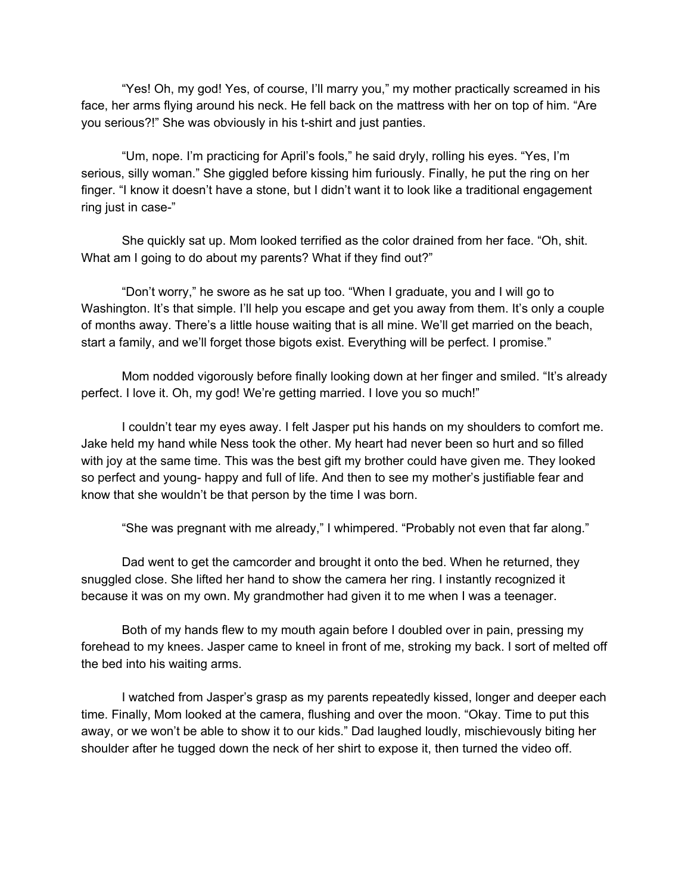"Yes! Oh, my god! Yes, of course, I'll marry you," my mother practically screamed in his face, her arms flying around his neck. He fell back on the mattress with her on top of him. "Are you serious?!" She was obviously in his t-shirt and just panties.

"Um, nope. I'm practicing for April's fools," he said dryly, rolling his eyes. "Yes, I'm serious, silly woman." She giggled before kissing him furiously. Finally, he put the ring on her finger. "I know it doesn't have a stone, but I didn't want it to look like a traditional engagement ring just in case-"

She quickly sat up. Mom looked terrified as the color drained from her face. "Oh, shit. What am I going to do about my parents? What if they find out?"

"Don't worry," he swore as he sat up too. "When I graduate, you and I will go to Washington. It's that simple. I'll help you escape and get you away from them. It's only a couple of months away. There's a little house waiting that is all mine. We'll get married on the beach, start a family, and we'll forget those bigots exist. Everything will be perfect. I promise."

Mom nodded vigorously before finally looking down at her finger and smiled. "It's already perfect. I love it. Oh, my god! We're getting married. I love you so much!"

I couldn't tear my eyes away. I felt Jasper put his hands on my shoulders to comfort me. Jake held my hand while Ness took the other. My heart had never been so hurt and so filled with joy at the same time. This was the best gift my brother could have given me. They looked so perfect and young- happy and full of life. And then to see my mother's justifiable fear and know that she wouldn't be that person by the time I was born.

"She was pregnant with me already," I whimpered. "Probably not even that far along."

Dad went to get the camcorder and brought it onto the bed. When he returned, they snuggled close. She lifted her hand to show the camera her ring. I instantly recognized it because it was on my own. My grandmother had given it to me when I was a teenager.

Both of my hands flew to my mouth again before I doubled over in pain, pressing my forehead to my knees. Jasper came to kneel in front of me, stroking my back. I sort of melted off the bed into his waiting arms.

I watched from Jasper's grasp as my parents repeatedly kissed, longer and deeper each time. Finally, Mom looked at the camera, flushing and over the moon. "Okay. Time to put this away, or we won't be able to show it to our kids." Dad laughed loudly, mischievously biting her shoulder after he tugged down the neck of her shirt to expose it, then turned the video off.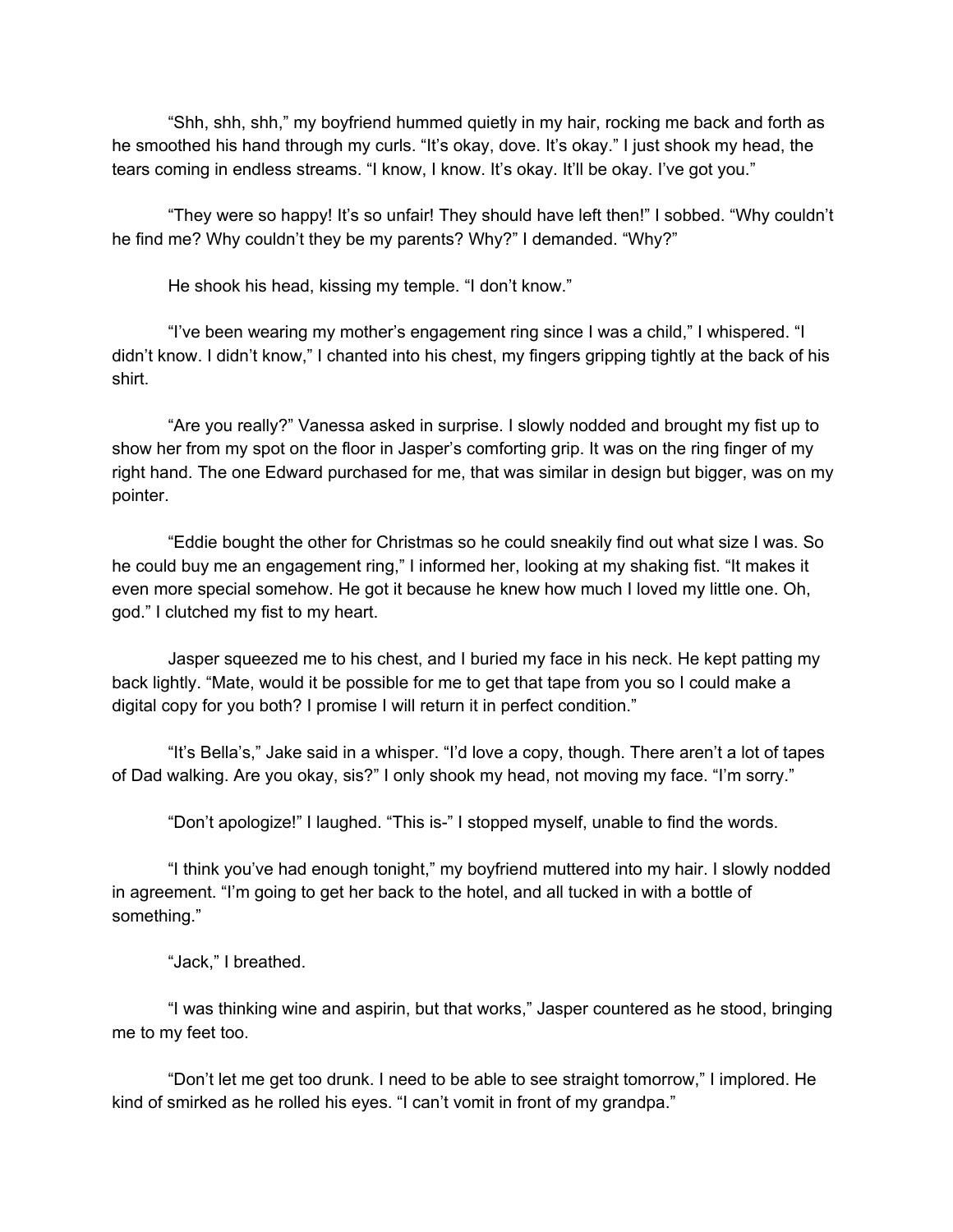"Shh, shh, shh," my boyfriend hummed quietly in my hair, rocking me back and forth as he smoothed his hand through my curls. "It's okay, dove. It's okay." I just shook my head, the tears coming in endless streams. "I know, I know. It's okay. It'll be okay. I've got you."

"They were so happy! It's so unfair! They should have left then!" I sobbed. "Why couldn't he find me? Why couldn't they be my parents? Why?" I demanded. "Why?"

He shook his head, kissing my temple. "I don't know."

"I've been wearing my mother's engagement ring since I was a child," I whispered. "I didn't know. I didn't know," I chanted into his chest, my fingers gripping tightly at the back of his shirt.

"Are you really?" Vanessa asked in surprise. I slowly nodded and brought my fist up to show her from my spot on the floor in Jasper's comforting grip. It was on the ring finger of my right hand. The one Edward purchased for me, that was similar in design but bigger, was on my pointer.

"Eddie bought the other for Christmas so he could sneakily find out what size I was. So he could buy me an engagement ring," I informed her, looking at my shaking fist. "It makes it even more special somehow. He got it because he knew how much I loved my little one. Oh, god." I clutched my fist to my heart.

Jasper squeezed me to his chest, and I buried my face in his neck. He kept patting my back lightly. "Mate, would it be possible for me to get that tape from you so I could make a digital copy for you both? I promise I will return it in perfect condition."

"It's Bella's," Jake said in a whisper. "I'd love a copy, though. There aren't a lot of tapes of Dad walking. Are you okay, sis?" I only shook my head, not moving my face. "I'm sorry."

"Don't apologize!" I laughed. "This is-" I stopped myself, unable to find the words.

"I think you've had enough tonight," my boyfriend muttered into my hair. I slowly nodded in agreement. "I'm going to get her back to the hotel, and all tucked in with a bottle of something."

"Jack," I breathed.

"I was thinking wine and aspirin, but that works," Jasper countered as he stood, bringing me to my feet too.

"Don't let me get too drunk. I need to be able to see straight tomorrow," I implored. He kind of smirked as he rolled his eyes. "I can't vomit in front of my grandpa."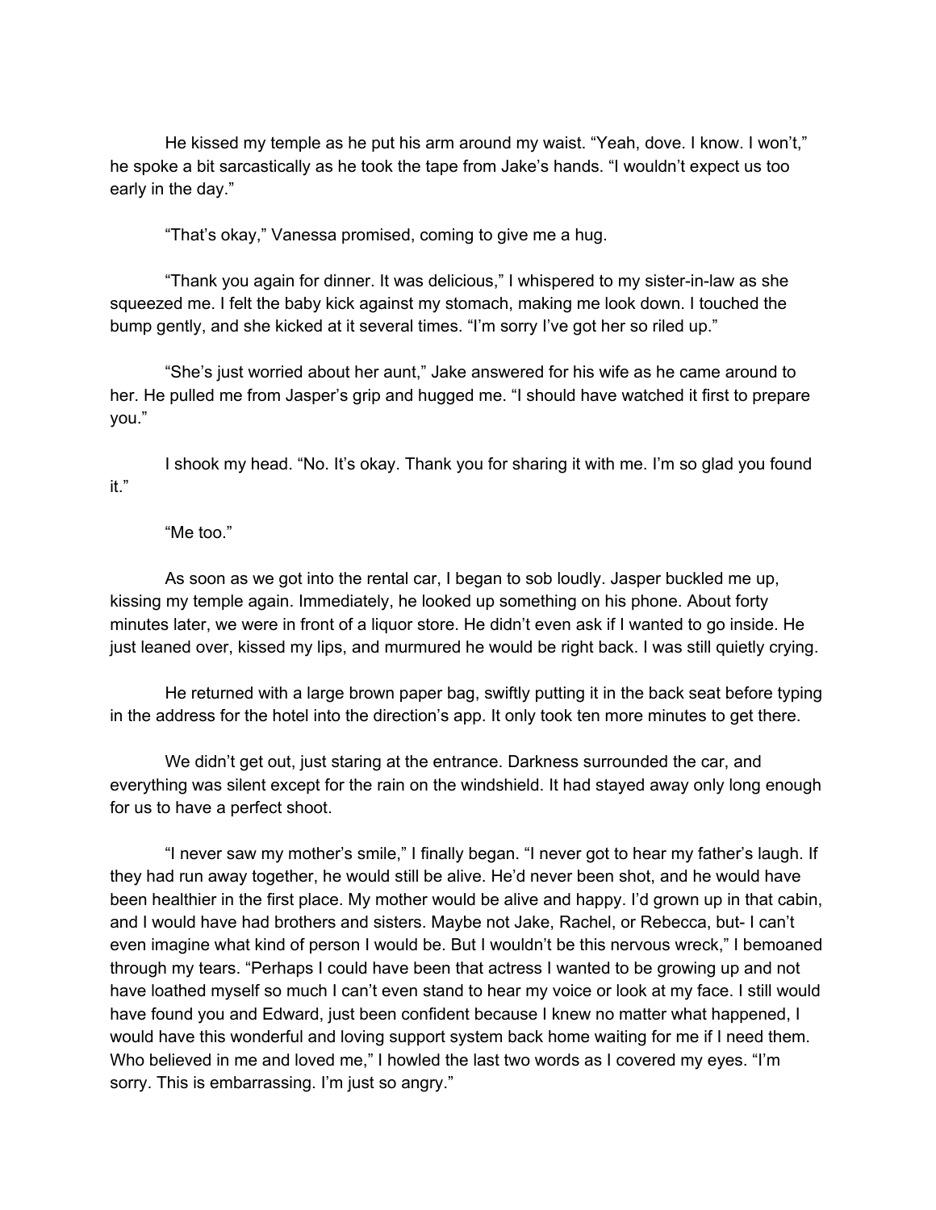He kissed my temple as he put his arm around my waist. "Yeah, dove. I know. I won't," he spoke a bit sarcastically as he took the tape from Jake's hands. "I wouldn't expect us too early in the day."

"That's okay," Vanessa promised, coming to give me a hug.

"Thank you again for dinner. It was delicious," I whispered to my sister-in-law as she squeezed me. I felt the baby kick against my stomach, making me look down. I touched the bump gently, and she kicked at it several times. "I'm sorry I've got her so riled up."

"She's just worried about her aunt," Jake answered for his wife as he came around to her. He pulled me from Jasper's grip and hugged me. "I should have watched it first to prepare you."

I shook my head. "No. It's okay. Thank you for sharing it with me. I'm so glad you found it."

"Me too."

As soon as we got into the rental car, I began to sob loudly. Jasper buckled me up, kissing my temple again. Immediately, he looked up something on his phone. About forty minutes later, we were in front of a liquor store. He didn't even ask if I wanted to go inside. He just leaned over, kissed my lips, and murmured he would be right back. I was still quietly crying.

He returned with a large brown paper bag, swiftly putting it in the back seat before typing in the address for the hotel into the direction's app. It only took ten more minutes to get there.

We didn't get out, just staring at the entrance. Darkness surrounded the car, and everything was silent except for the rain on the windshield. It had stayed away only long enough for us to have a perfect shoot.

"I never saw my mother's smile," I finally began. "I never got to hear my father's laugh. If they had run away together, he would still be alive. He'd never been shot, and he would have been healthier in the first place. My mother would be alive and happy. I'd grown up in that cabin, and I would have had brothers and sisters. Maybe not Jake, Rachel, or Rebecca, but- I can't even imagine what kind of person I would be. But I wouldn't be this nervous wreck," I bemoaned through my tears. "Perhaps I could have been that actress I wanted to be growing up and not have loathed myself so much I can't even stand to hear my voice or look at my face. I still would have found you and Edward, just been confident because I knew no matter what happened, I would have this wonderful and loving support system back home waiting for me if I need them. Who believed in me and loved me," I howled the last two words as I covered my eyes. "I'm sorry. This is embarrassing. I'm just so angry."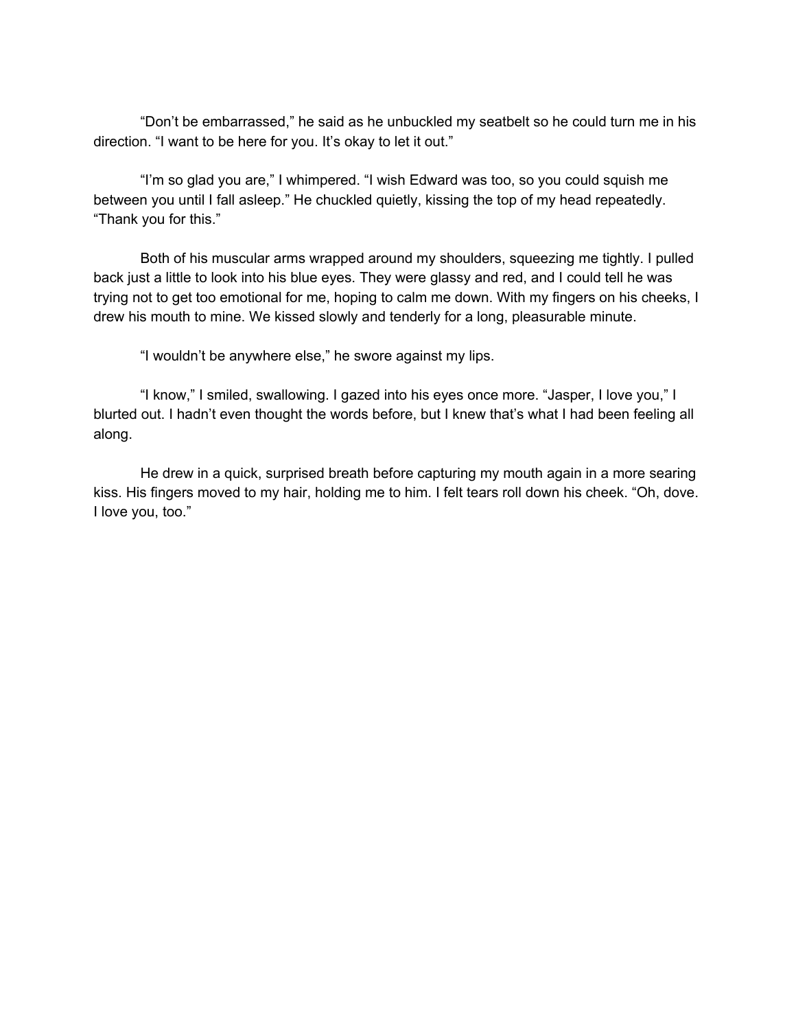"Don't be embarrassed," he said as he unbuckled my seatbelt so he could turn me in his direction. "I want to be here for you. It's okay to let it out."

"I'm so glad you are," I whimpered. "I wish Edward was too, so you could squish me between you until I fall asleep." He chuckled quietly, kissing the top of my head repeatedly. "Thank you for this."

Both of his muscular arms wrapped around my shoulders, squeezing me tightly. I pulled back just a little to look into his blue eyes. They were glassy and red, and I could tell he was trying not to get too emotional for me, hoping to calm me down. With my fingers on his cheeks, I drew his mouth to mine. We kissed slowly and tenderly for a long, pleasurable minute.

"I wouldn't be anywhere else," he swore against my lips.

"I know," I smiled, swallowing. I gazed into his eyes once more. "Jasper, I love you," I blurted out. I hadn't even thought the words before, but I knew that's what I had been feeling all along.

He drew in a quick, surprised breath before capturing my mouth again in a more searing kiss. His fingers moved to my hair, holding me to him. I felt tears roll down his cheek. "Oh, dove. I love you, too."